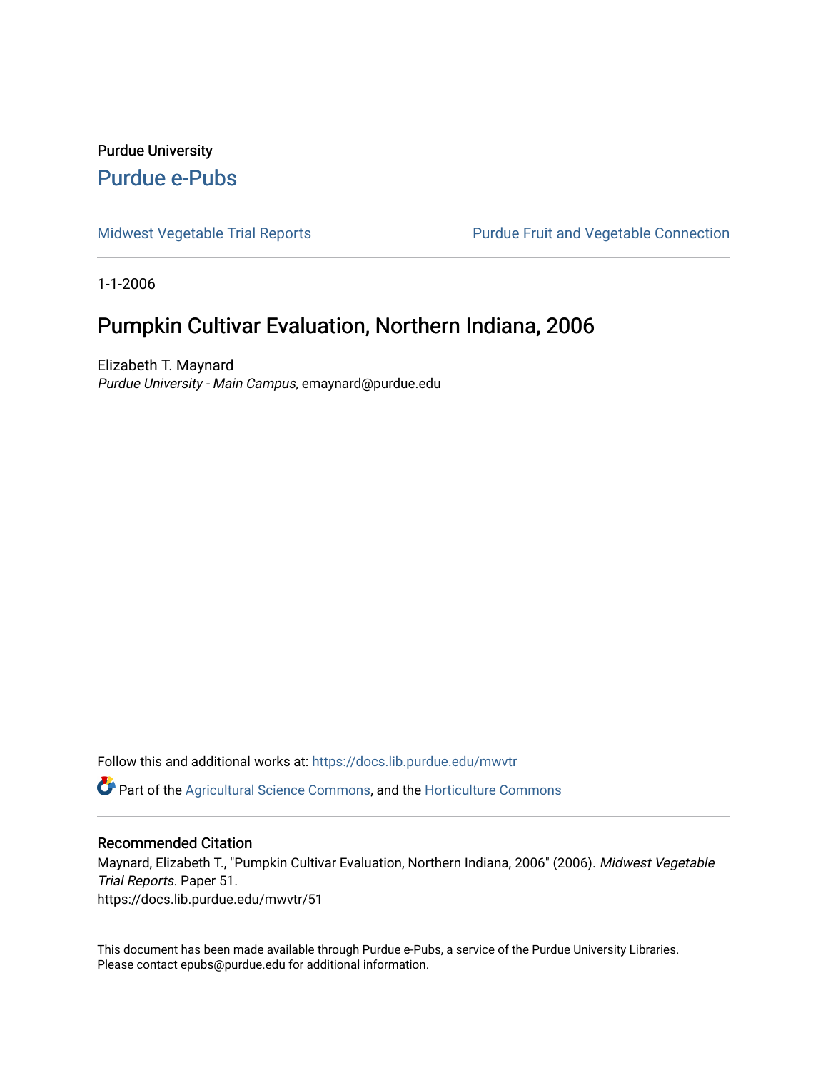Purdue University

# Purdue e-Pubs

Midwest Vegetable Trial Reports | Purdue Fruit and Vegetable Connection

1-1-2006

# Pumpkin Cultivar Evaluation, Northern Indiana, 2006

Elizabeth T. Maynard
*Purdue University - Main Campus*, emaynard@purdue.edu

Follow this and additional works at: https://docs.lib.purdue.edu/mwvtr

Part of the Agricultural Science Commons, and the Horticulture Commons

## Recommended Citation

Maynard, Elizabeth T., "Pumpkin Cultivar Evaluation, Northern Indiana, 2006" (2006). *Midwest Vegetable Trial Reports.* Paper 51.
https://docs.lib.purdue.edu/mwvtr/51

This document has been made available through Purdue e-Pubs, a service of the Purdue University Libraries. Please contact epubs@purdue.edu for additional information.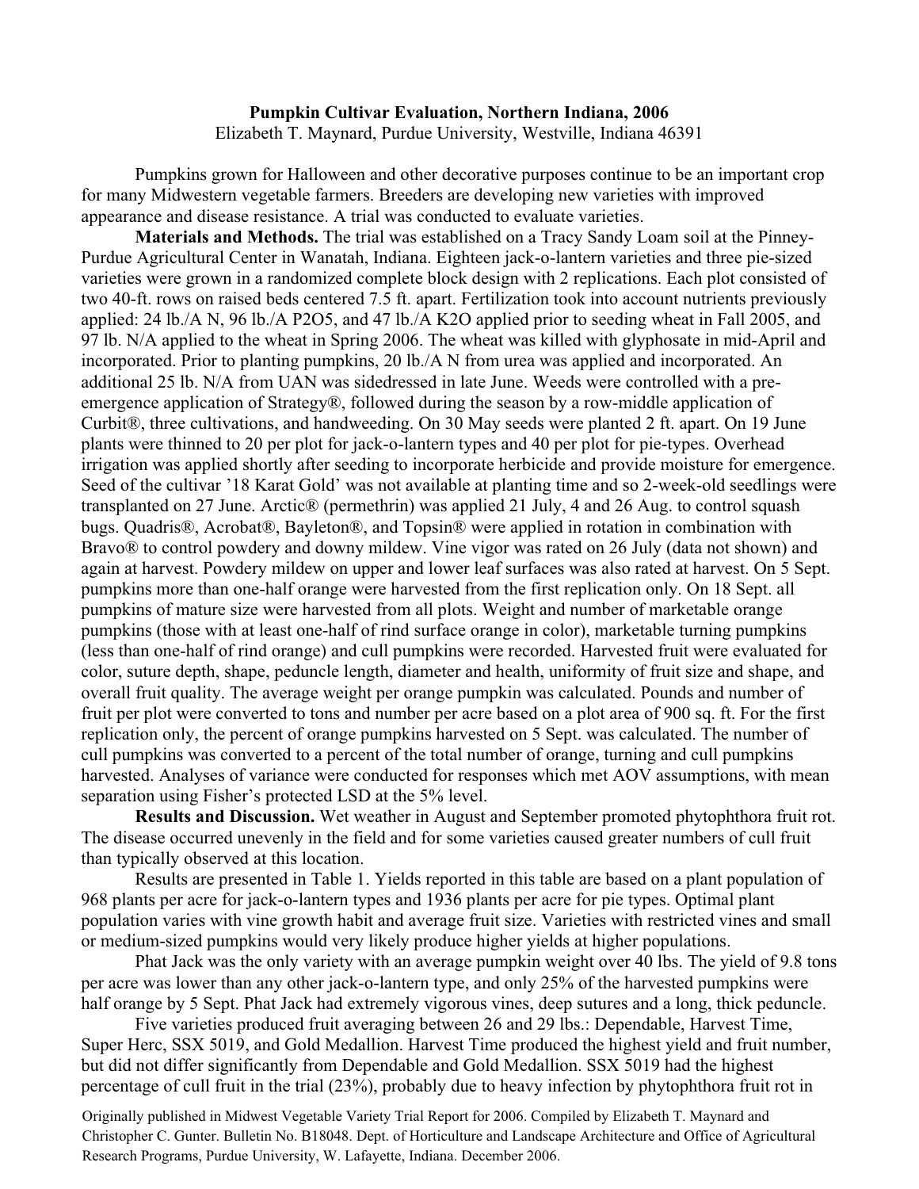**Pumpkin Cultivar Evaluation, Northern Indiana, 2006**
Elizabeth T. Maynard, Purdue University, Westville, Indiana 46391

Pumpkins grown for Halloween and other decorative purposes continue to be an important crop for many Midwestern vegetable farmers. Breeders are developing new varieties with improved appearance and disease resistance. A trial was conducted to evaluate varieties.

**Materials and Methods.** The trial was established on a Tracy Sandy Loam soil at the Pinney-Purdue Agricultural Center in Wanatah, Indiana. Eighteen jack-o-lantern varieties and three pie-sized varieties were grown in a randomized complete block design with 2 replications. Each plot consisted of two 40-ft. rows on raised beds centered 7.5 ft. apart. Fertilization took into account nutrients previously applied: 24 lb./A N, 96 lb./A $P_2O_5$, and 47 lb./A $K_2O$ applied prior to seeding wheat in Fall 2005, and 97 lb. N/A applied to the wheat in Spring 2006. The wheat was killed with glyphosate in mid-April and incorporated. Prior to planting pumpkins, 20 lb./A N from urea was applied and incorporated. An additional 25 lb. N/A from UAN was sidedressed in late June. Weeds were controlled with a pre-emergence application of Strategy®, followed during the season by a row-middle application of Curbit®, three cultivations, and handweeding. On 30 May seeds were planted 2 ft. apart. On 19 June plants were thinned to 20 per plot for jack-o-lantern types and 40 per plot for pie-types. Overhead irrigation was applied shortly after seeding to incorporate herbicide and provide moisture for emergence. Seed of the cultivar '18 Karat Gold' was not available at planting time and so 2-week-old seedlings were transplanted on 27 June. Arctic® (permethrin) was applied 21 July, 4 and 26 Aug. to control squash bugs. Quadris®, Acrobat®, Bayleton®, and Topsin® were applied in rotation in combination with Bravo® to control powdery and downy mildew. Vine vigor was rated on 26 July (data not shown) and again at harvest. Powdery mildew on upper and lower leaf surfaces was also rated at harvest. On 5 Sept. pumpkins more than one-half orange were harvested from the first replication only. On 18 Sept. all pumpkins of mature size were harvested from all plots. Weight and number of marketable orange pumpkins (those with at least one-half of rind surface orange in color), marketable turning pumpkins (less than one-half of rind orange) and cull pumpkins were recorded. Harvested fruit were evaluated for color, suture depth, shape, peduncle length, diameter and health, uniformity of fruit size and shape, and overall fruit quality. The average weight per orange pumpkin was calculated. Pounds and number of fruit per plot were converted to tons and number per acre based on a plot area of 900 sq. ft. For the first replication only, the percent of orange pumpkins harvested on 5 Sept. was calculated. The number of cull pumpkins was converted to a percent of the total number of orange, turning and cull pumpkins harvested. Analyses of variance were conducted for responses which met AOV assumptions, with mean separation using Fisher's protected LSD at the 5% level.

**Results and Discussion.** Wet weather in August and September promoted phytophthora fruit rot. The disease occurred unevenly in the field and for some varieties caused greater numbers of cull fruit than typically observed at this location.

Results are presented in Table 1. Yields reported in this table are based on a plant population of 968 plants per acre for jack-o-lantern types and 1936 plants per acre for pie types. Optimal plant population varies with vine growth habit and average fruit size. Varieties with restricted vines and small or medium-sized pumpkins would very likely produce higher yields at higher populations.

Phat Jack was the only variety with an average pumpkin weight over 40 lbs. The yield of 9.8 tons per acre was lower than any other jack-o-lantern type, and only 25% of the harvested pumpkins were half orange by 5 Sept. Phat Jack had extremely vigorous vines, deep sutures and a long, thick peduncle.

Five varieties produced fruit averaging between 26 and 29 lbs.: Dependable, Harvest Time, Super Herc, SSX 5019, and Gold Medallion. Harvest Time produced the highest yield and fruit number, but did not differ significantly from Dependable and Gold Medallion. SSX 5019 had the highest percentage of cull fruit in the trial (23%), probably due to heavy infection by phytophthora fruit rot in

Originally published in Midwest Vegetable Variety Trial Report for 2006. Compiled by Elizabeth T. Maynard and Christopher C. Gunter. Bulletin No. B18048. Dept. of Horticulture and Landscape Architecture and Office of Agricultural Research Programs, Purdue University, W. Lafayette, Indiana. December 2006.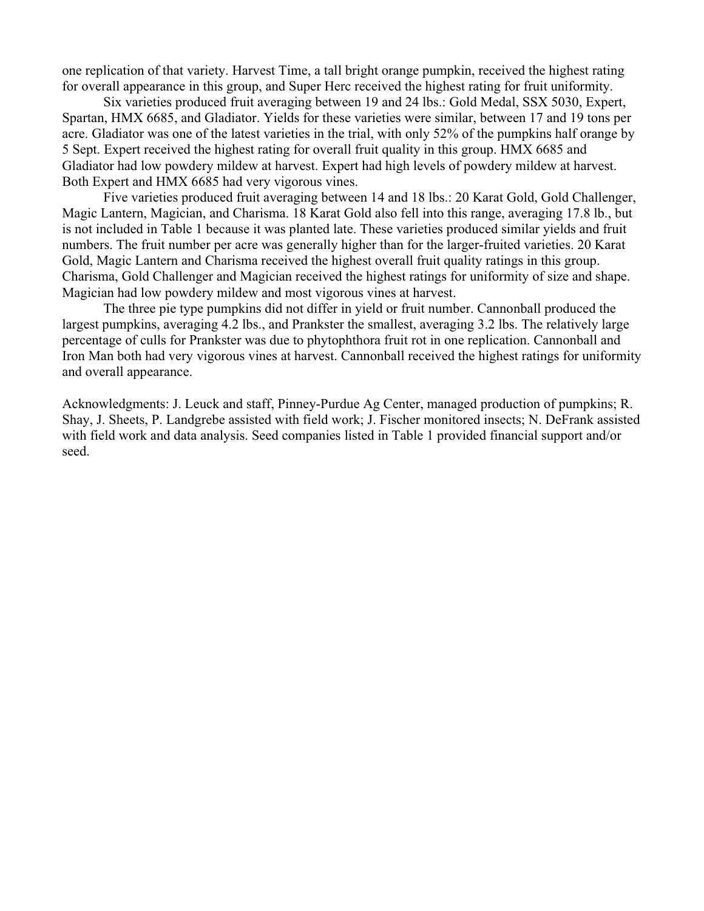one replication of that variety. Harvest Time, a tall bright orange pumpkin, received the highest rating for overall appearance in this group, and Super Herc received the highest rating for fruit uniformity.

Six varieties produced fruit averaging between 19 and 24 lbs.: Gold Medal, SSX 5030, Expert, Spartan, HMX 6685, and Gladiator. Yields for these varieties were similar, between 17 and 19 tons per acre. Gladiator was one of the latest varieties in the trial, with only 52% of the pumpkins half orange by 5 Sept. Expert received the highest rating for overall fruit quality in this group. HMX 6685 and Gladiator had low powdery mildew at harvest. Expert had high levels of powdery mildew at harvest. Both Expert and HMX 6685 had very vigorous vines.

Five varieties produced fruit averaging between 14 and 18 lbs.: 20 Karat Gold, Gold Challenger, Magic Lantern, Magician, and Charisma. 18 Karat Gold also fell into this range, averaging 17.8 lb., but is not included in Table 1 because it was planted late. These varieties produced similar yields and fruit numbers. The fruit number per acre was generally higher than for the larger-fruited varieties. 20 Karat Gold, Magic Lantern and Charisma received the highest overall fruit quality ratings in this group. Charisma, Gold Challenger and Magician received the highest ratings for uniformity of size and shape. Magician had low powdery mildew and most vigorous vines at harvest.

The three pie type pumpkins did not differ in yield or fruit number. Cannonball produced the largest pumpkins, averaging 4.2 lbs., and Prankster the smallest, averaging 3.2 lbs. The relatively large percentage of culls for Prankster was due to phytophthora fruit rot in one replication. Cannonball and Iron Man both had very vigorous vines at harvest. Cannonball received the highest ratings for uniformity and overall appearance.

Acknowledgments: J. Leuck and staff, Pinney-Purdue Ag Center, managed production of pumpkins; R. Shay, J. Sheets, P. Landgrebe assisted with field work; J. Fischer monitored insects; N. DeFrank assisted with field work and data analysis. Seed companies listed in Table 1 provided financial support and/or seed.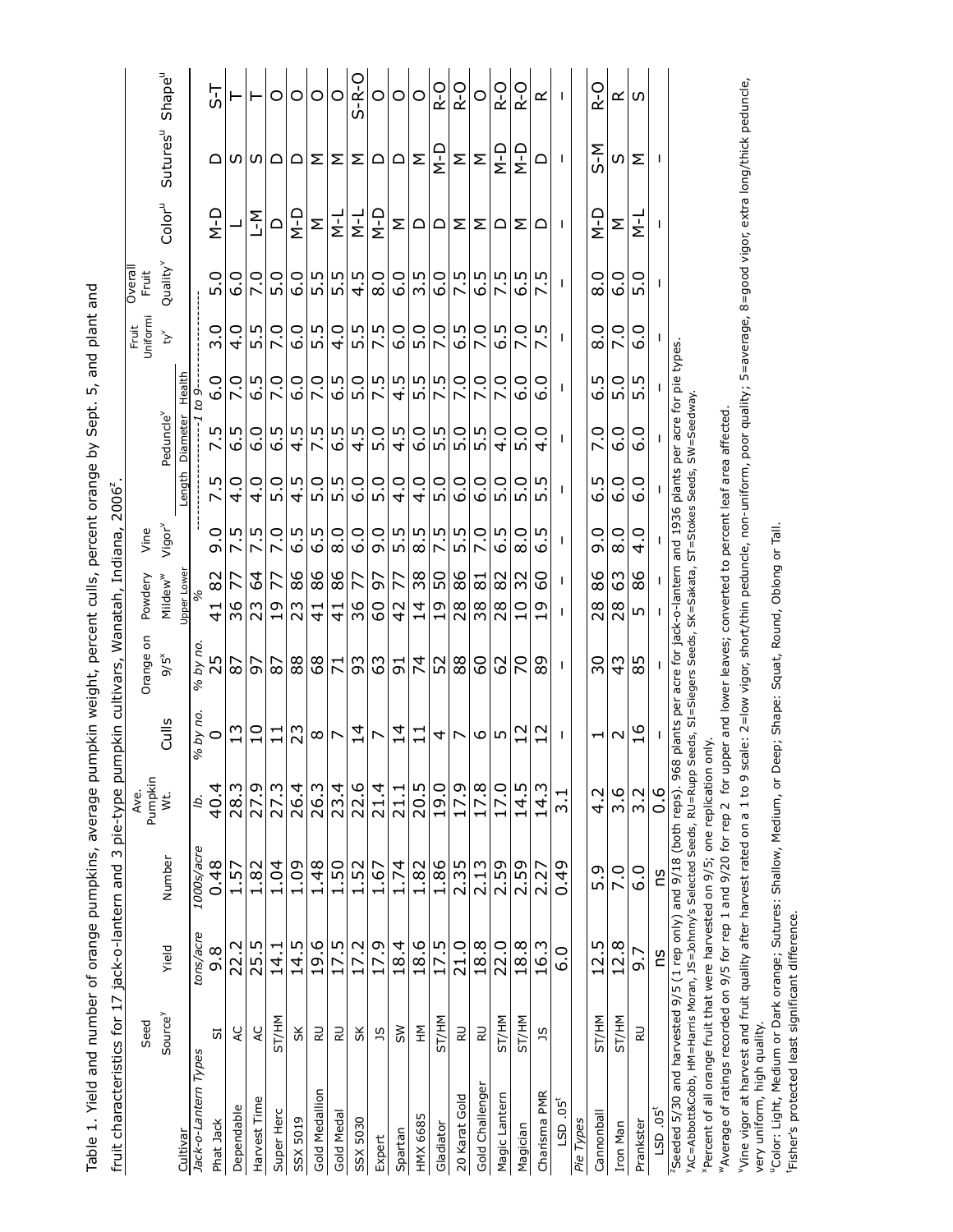Table 1. Yield and number of orange pumpkins, average pumpkin weight, percent culls, percent orange by Sept. 5, and plant and fruit characteristics for 17 jack-o-lantern and 3 pie-type pumpkin cultivars, Wanatah, Indiana, 2006[z].

| Cultivar | Seed Source[y] | Yield | Number | Ave. Pumpkin Wt. | Culls | Orange on 9/5[x] | Powdery Mildew[w] Upper | Powdery Mildew[w] Lower | Vine Vigor[v] | Peduncle[v] Length | Peduncle[v] Diameter | Peduncle[v] Health | Fruit Uniformity[v] | Overall Fruit Quality[v] | Color[u] | Sutures[u] | Shape[u] |
|---|---|---|---|---|---|---|---|---|---|---|---|---|---|---|---|---|---|
| | | tons/acre | 1000s/acre | lb. | % by no. | % by no. | % | | -1 to 9- | | | | | | | | |
| *Jack-o-Lantern Types* | | | | | | | | | | | | | | | | | |
| Phat Jack | SI | 9.8 | 0.48 | 40.4 | 0 | 25 | 41 | 82 | 9.0 | 7.5 | 7.5 | 6.0 | 3.0 | 5.0 | M-D | D | S-T |
| Dependable | AC | 22.2 | 1.57 | 28.3 | 13 | 87 | 36 | 77 | 7.5 | 4.0 | 6.5 | 7.0 | 4.0 | 6.0 | L | S | T |
| Harvest Time | AC | 25.5 | 1.82 | 27.9 | 10 | 97 | 23 | 64 | 7.5 | 4.0 | 6.0 | 6.5 | 5.5 | 7.0 | L-M | S | T |
| Super Herc | ST/HM | 14.1 | 1.04 | 27.3 | 11 | 87 | 19 | 77 | 7.0 | 5.0 | 6.5 | 7.0 | 7.0 | 5.0 | D | D | O |
| SSX 5019 | SK | 14.5 | 1.09 | 26.4 | 23 | 88 | 23 | 86 | 6.5 | 4.5 | 4.5 | 6.0 | 6.0 | 6.0 | M-D | D | O |
| Gold Medallion | RU | 19.6 | 1.48 | 26.3 | 8 | 68 | 41 | 86 | 6.5 | 5.0 | 7.5 | 7.0 | 5.5 | 5.5 | M | M | O |
| Gold Medal | RU | 17.5 | 1.50 | 23.4 | 7 | 71 | 41 | 86 | 8.0 | 5.5 | 6.5 | 6.5 | 4.0 | 5.5 | M-L | M | O |
| SSX 5030 | SK | 17.2 | 1.52 | 22.6 | 14 | 93 | 36 | 77 | 6.0 | 6.0 | 4.5 | 5.0 | 5.5 | 4.5 | M-L | M | S-R-O |
| Expert | JS | 17.9 | 1.67 | 21.4 | 7 | 63 | 60 | 97 | 9.0 | 5.0 | 5.0 | 7.5 | 7.5 | 8.0 | M-D | D | O |
| Spartan | SW | 18.4 | 1.74 | 21.1 | 14 | 91 | 42 | 77 | 5.5 | 4.0 | 4.5 | 4.5 | 6.0 | 6.0 | M | D | O |
| HMX 6685 | HM | 18.6 | 1.82 | 20.5 | 11 | 74 | 14 | 38 | 8.5 | 4.0 | 6.0 | 5.5 | 5.0 | 3.5 | D | M | O |
| Gladiator | ST/HM | 17.5 | 1.86 | 19.0 | 4 | 52 | 19 | 50 | 7.5 | 5.0 | 5.5 | 7.5 | 7.0 | 6.0 | D | M-D | R-O |
| 20 Karat Gold | RU | 21.0 | 2.35 | 17.9 | 7 | 88 | 28 | 86 | 5.5 | 6.0 | 5.0 | 7.0 | 6.5 | 7.5 | M | M | R-O |
| Gold Challenger | RU | 18.8 | 2.13 | 17.8 | 6 | 60 | 38 | 81 | 7.0 | 6.0 | 5.5 | 7.0 | 7.0 | 6.5 | M | M | O |
| Magic Lantern | ST/HM | 22.0 | 2.59 | 17.0 | 5 | 62 | 28 | 82 | 6.5 | 5.0 | 4.0 | 7.0 | 6.5 | 7.5 | D | M-D | R-O |
| Magician | ST/HM | 18.8 | 2.59 | 14.5 | 12 | 70 | 10 | 32 | 8.0 | 5.0 | 5.0 | 6.0 | 7.0 | 6.5 | M | M-D | R-O |
| Charisma PMR | JS | 16.3 | 2.27 | 14.3 | 12 | 89 | 19 | 60 | 6.5 | 5.5 | 4.0 | 6.0 | 7.5 | 7.5 | D | D | R |
| LSD .05[t] | | 6.0 | 0.49 | 3.1 | - | - | - | - | - | - | - | - | - | - | - | - | - |
| *Pie Types* | | | | | | | | | | | | | | | | | |
| Cannonball | ST/HM | 12.5 | 5.9 | 4.2 | 1 | 30 | 28 | 86 | 9.0 | 6.5 | 7.0 | 6.5 | 8.0 | 8.0 | M-D | S-M | R-O |
| Iron Man | ST/HM | 12.8 | 7.0 | 3.6 | 2 | 43 | 28 | 63 | 8.0 | 6.0 | 6.0 | 5.0 | 7.0 | 6.0 | M | S | R |
| Prankster | RU | 9.7 | 6.0 | 3.2 | 16 | 85 | 5 | 86 | 4.0 | 6.0 | 6.0 | 5.5 | 6.0 | 5.0 | M-L | M | S |
| LSD .05[t] | | ns | ns | 0.6 | - | - | - | - | - | - | - | - | - | - | - | - | - |

[z]Seeded 5/30 and harvested 9/5 (1 rep only) and 9/18 (both reps). 968 plants per acre for jack-o-lantern and 1936 plants per acre for pie types.

[y]AC=Abbott&Cobb, HM=Harris Moran, JS=Johnny's Selected Seeds, RU=Rupp Seeds, SI=Siegers Seeds, SK=Sakata, ST=Stokes Seeds, SW=Seedway.

[x]Percent of all orange fruit that were harvested on 9/5; one replication only.

[w]Average of ratings recorded on 9/5 for rep 1 and 9/20 for rep 2 for upper and lower leaves; converted to percent leaf area affected.

[v]Vine vigor at harvest and fruit quality after harvest rated on a 1 to 9 scale: 2=low vigor, short/thin peduncle, non-uniform, poor quality; 5=average, 8=good vigor, extra long/thick peduncle, very uniform, high quality.

[u]Color: Light, Medium or Dark orange; Sutures: Shallow, Medium, or Deep; Shape: Squat, Round, Oblong or Tall.

[t]Fisher's protected least significant difference.